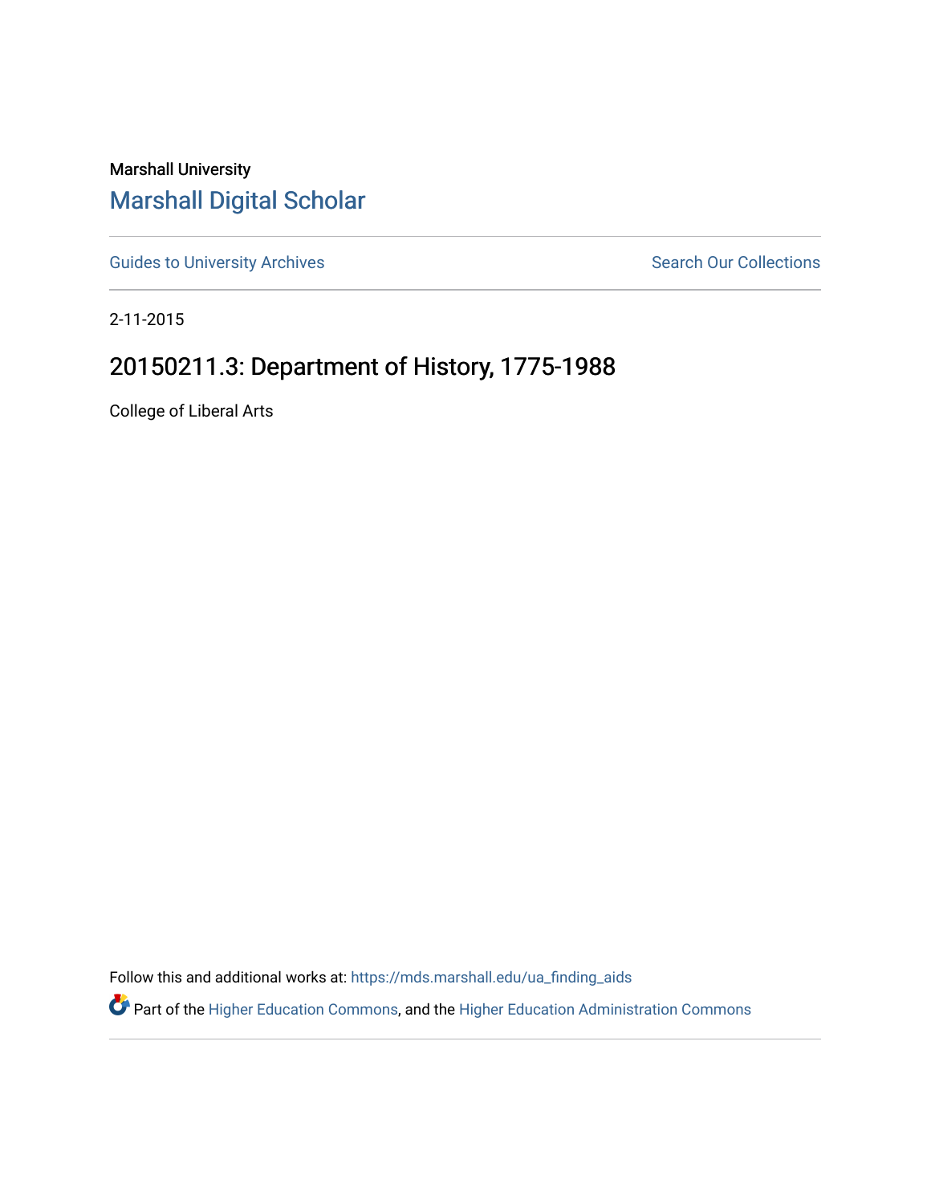Marshall University

# Marshall Digital Scholar

Guides to University Archives

Search Our Collections

2-11-2015

## 20150211.3: Department of History, 1775-1988

College of Liberal Arts

Follow this and additional works at: https://mds.marshall.edu/ua_finding_aids

Part of the Higher Education Commons, and the Higher Education Administration Commons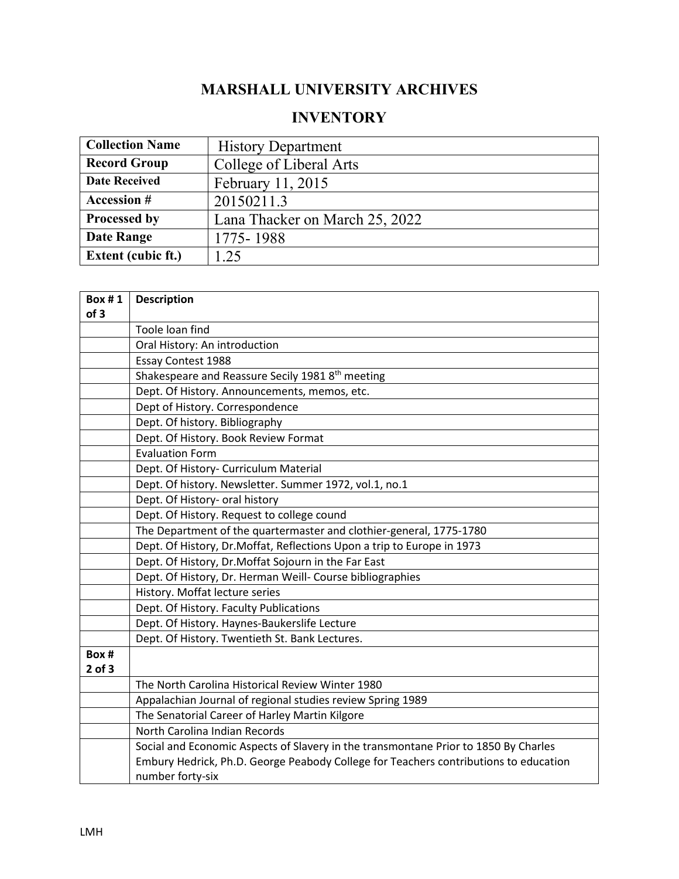# MARSHALL UNIVERSITY ARCHIVES

## INVENTORY

| **Collection Name** | History Department |
|---|---|
| **Record Group** | College of Liberal Arts |
| **Date Received** | February 11, 2015 |
| **Accession #** | 20150211.3 |
| **Processed by** | Lana Thacker on March 25, 2022 |
| **Date Range** | 1775- 1988 |
| **Extent (cubic ft.)** | 1.25 |

| **Box # 1 of 3** | **Description** |
|---|---|
| | Toole loan find |
| | Oral History: An introduction |
| | Essay Contest 1988 |
| | Shakespeare and Reassure Secily 1981 8th meeting |
| | Dept. Of History. Announcements, memos, etc. |
| | Dept of History. Correspondence |
| | Dept. Of history. Bibliography |
| | Dept. Of History. Book Review Format |
| | Evaluation Form |
| | Dept. Of History- Curriculum Material |
| | Dept. Of history. Newsletter. Summer 1972, vol.1, no.1 |
| | Dept. Of History- oral history |
| | Dept. Of History. Request to college cound |
| | The Department of the quartermaster and clothier-general, 1775-1780 |
| | Dept. Of History, Dr.Moffat, Reflections Upon a trip to Europe in 1973 |
| | Dept. Of History, Dr.Moffat Sojourn in the Far East |
| | Dept. Of History, Dr. Herman Weill- Course bibliographies |
| | History. Moffat lecture series |
| | Dept. Of History. Faculty Publications |
| | Dept. Of History. Haynes-Baukerslife Lecture |
| | Dept. Of History. Twentieth St. Bank Lectures. |
| **Box # 2 of 3** | |
| | The North Carolina Historical Review Winter 1980 |
| | Appalachian Journal of regional studies review Spring 1989 |
| | The Senatorial Career of Harley Martin Kilgore |
| | North Carolina Indian Records |
| | Social and Economic Aspects of Slavery in the transmontane Prior to 1850 By Charles Embury Hedrick, Ph.D. George Peabody College for Teachers contributions to education number forty-six |

LMH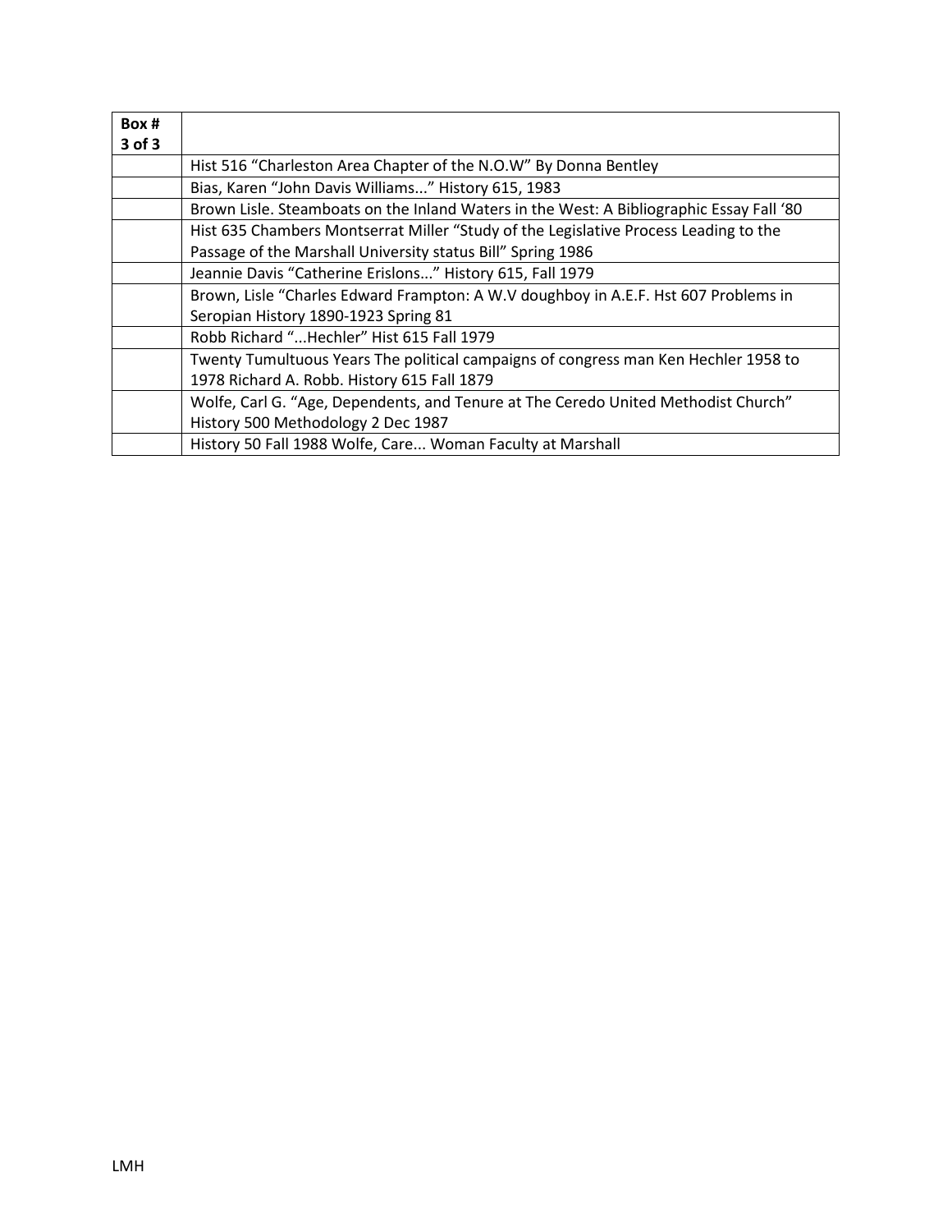| Box # 3 of 3 | |
|---|---|
| | Hist 516 “Charleston Area Chapter of the N.O.W” By Donna Bentley |
| | Bias, Karen “John Davis Williams...” History 615, 1983 |
| | Brown Lisle. Steamboats on the Inland Waters in the West: A Bibliographic Essay Fall ‘80 |
| | Hist 635 Chambers Montserrat Miller “Study of the Legislative Process Leading to the Passage of the Marshall University status Bill” Spring 1986 |
| | Jeannie Davis “Catherine Erislons...” History 615, Fall 1979 |
| | Brown, Lisle “Charles Edward Frampton: A W.V doughboy in A.E.F. Hst 607 Problems in Seropian History 1890-1923 Spring 81 |
| | Robb Richard “...Hechler” Hist 615 Fall 1979 |
| | Twenty Tumultuous Years The political campaigns of congress man Ken Hechler 1958 to 1978 Richard A. Robb. History 615 Fall 1879 |
| | Wolfe, Carl G. “Age, Dependents, and Tenure at The Ceredo United Methodist Church” History 500 Methodology 2 Dec 1987 |
| | History 50 Fall 1988 Wolfe, Care... Woman Faculty at Marshall |

LMH